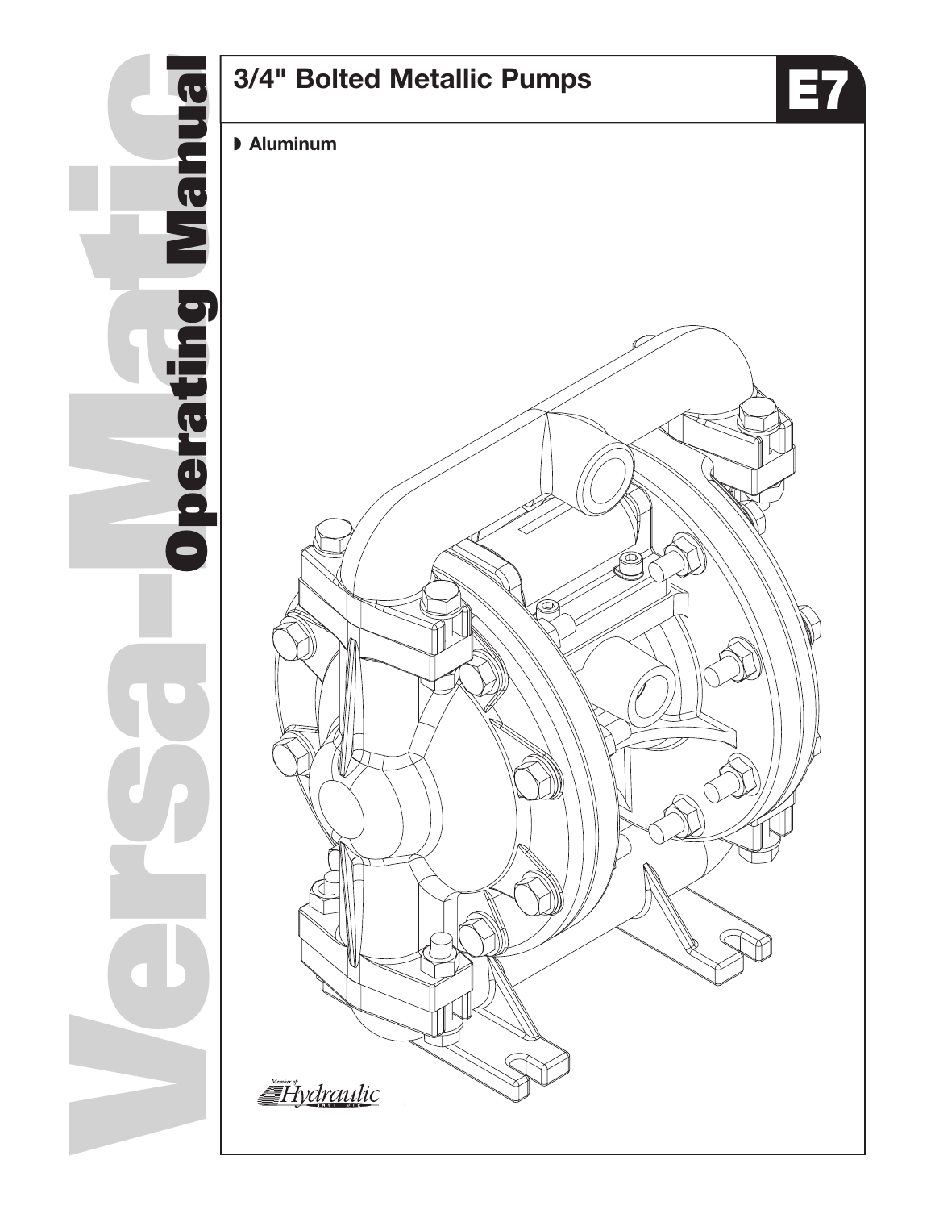# Versa-Matic Operating Manual

## 3/4" Bolted Metallic Pumps

**E7**

◗ **Aluminum**

Member of: Hydraulic Institute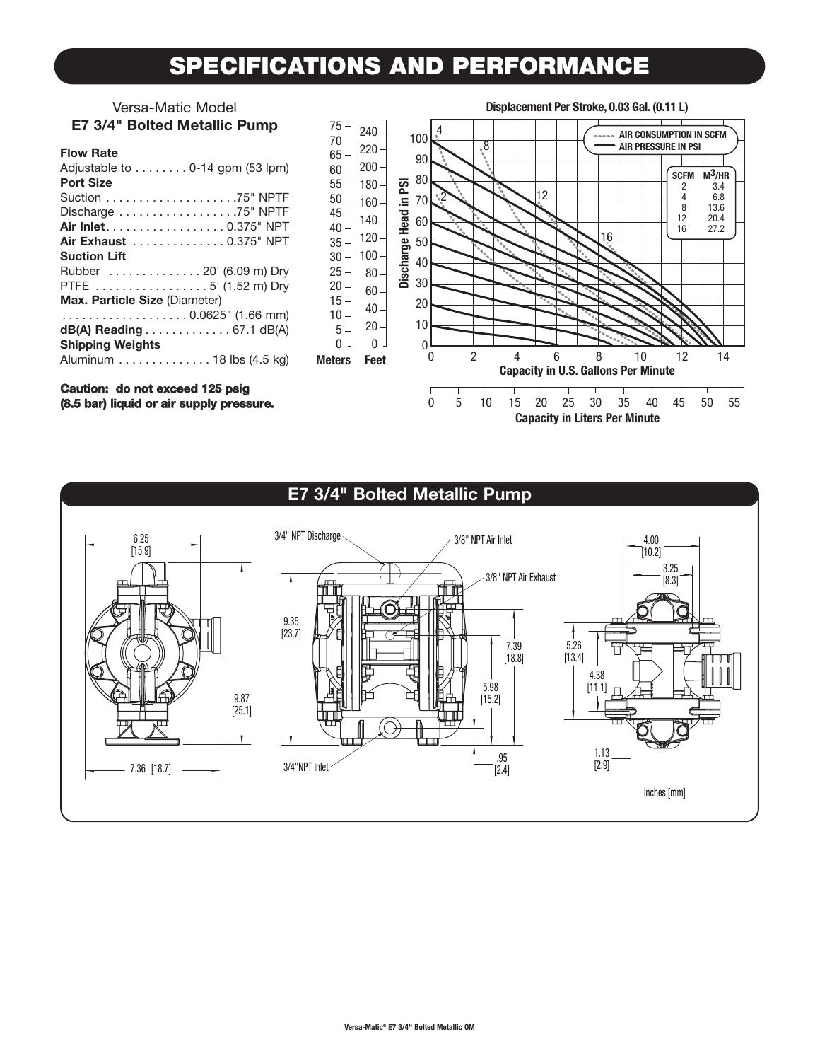# SPECIFICATIONS AND PERFORMANCE

Versa-Matic Model
**E7 3/4" Bolted Metallic Pump**

**Flow Rate**
Adjustable to . . . . . . . . 0-14 gpm (53 lpm)
**Port Size**
Suction . . . . . . . . . . . . . . . . . . . .75" NPTF
Discharge . . . . . . . . . . . . . . . . . .75" NPTF
**Air Inlet**. . . . . . . . . . . . . . . . . . 0.375" NPT
**Air Exhaust** . . . . . . . . . . . . . . 0.375" NPT
**Suction Lift**
Rubber . . . . . . . . . . . . . . 20' (6.09 m) Dry
PTFE . . . . . . . . . . . . . . . . . 5' (1.52 m) Dry
**Max. Particle Size** (Diameter)
. . . . . . . . . . . . . . . . . . . 0.0625" (1.66 mm)
**dB(A) Reading** . . . . . . . . . . . . . 67.1 dB(A)
**Shipping Weights**
Aluminum . . . . . . . . . . . . . . 18 lbs (4.5 kg)

**Caution: do not exceed 125 psig (8.5 bar) liquid or air supply pressure.**

**Displacement Per Stroke, 0.03 Gal. (0.11 L)**

AIR CONSUMPTION IN SCFM
AIR PRESSURE IN PSI

| SCFM | $M^3$/HR |
|---|---|
| 2 | 3.4 |
| 4 | 6.8 |
| 8 | 13.6 |
| 12 | 20.4 |
| 16 | 27.2 |

Discharge Head in PSI
Capacity in U.S. Gallons Per Minute
Capacity in Liters Per Minute

## E7 3/4" Bolted Metallic Pump

3/4" NPT Discharge
3/8" NPT Air Inlet
3/8" NPT Air Exhaust
3/4"NPT Inlet

6.25 [15.9]
9.87 [25.1]
7.36 [18.7]
9.35 [23.7]
7.39 [18.8]
5.98 [15.2]
.95 [2.4]
4.00 [10.2]
3.25 [8.3]
5.26 [13.4]
4.38 [11.1]
1.13 [2.9]

Inches [mm]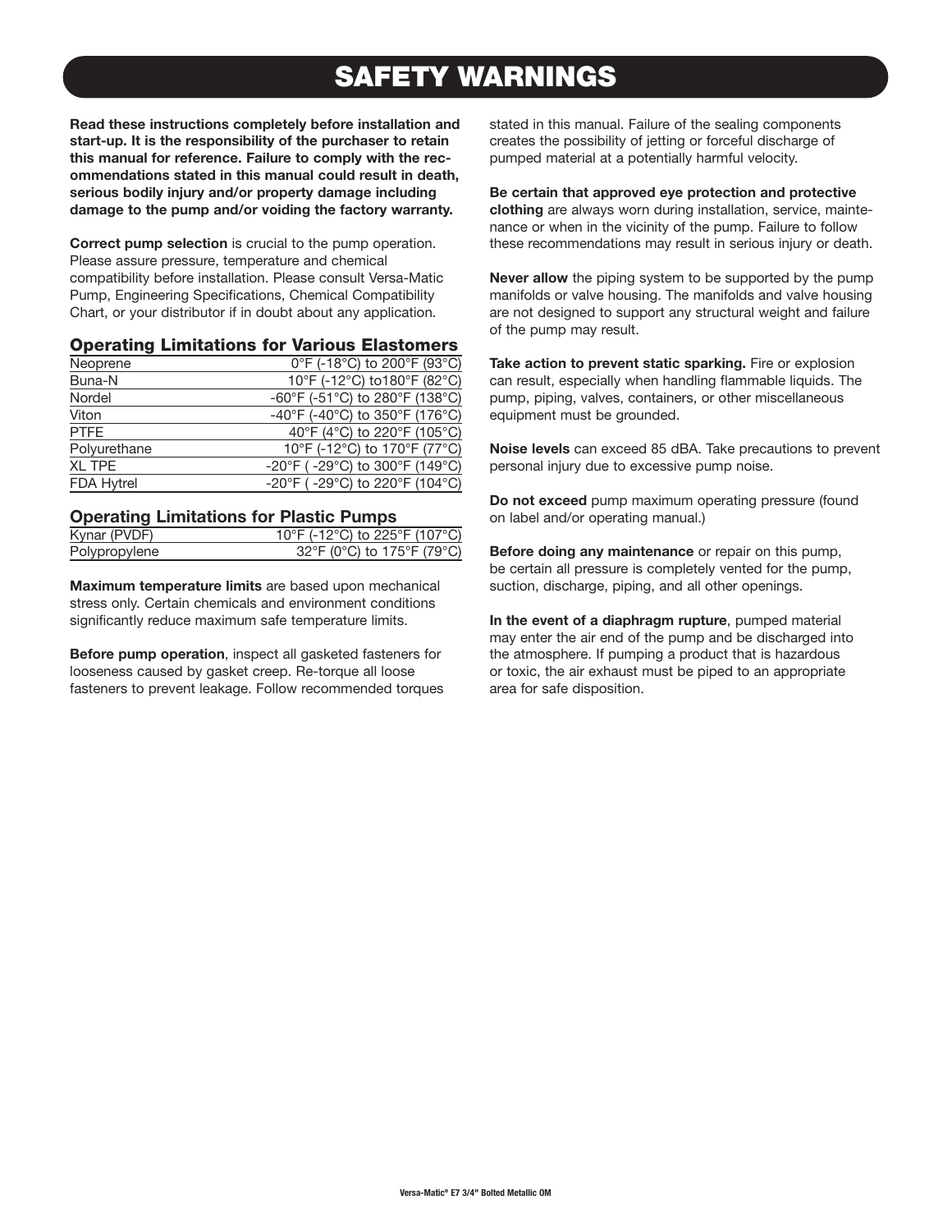# SAFETY WARNINGS

**Read these instructions completely before installation and start-up. It is the responsibility of the purchaser to retain this manual for reference. Failure to comply with the recommendations stated in this manual could result in death, serious bodily injury and/or property damage including damage to the pump and/or voiding the factory warranty.**

**Correct pump selection** is crucial to the pump operation. Please assure pressure, temperature and chemical compatibility before installation. Please consult Versa-Matic Pump, Engineering Specifications, Chemical Compatibility Chart, or your distributor if in doubt about any application.

## Operating Limitations for Various Elastomers

| | |
|---|---|
| Neoprene | 0°F (-18°C) to 200°F (93°C) |
| Buna-N | 10°F (-12°C) to180°F (82°C) |
| Nordel | -60°F (-51°C) to 280°F (138°C) |
| Viton | -40°F (-40°C) to 350°F (176°C) |
| PTFE | 40°F (4°C) to 220°F (105°C) |
| Polyurethane | 10°F (-12°C) to 170°F (77°C) |
| XL TPE | -20°F ( -29°C) to 300°F (149°C) |
| FDA Hytrel | -20°F ( -29°C) to 220°F (104°C) |

## Operating Limitations for Plastic Pumps

| | |
|---|---|
| Kynar (PVDF) | 10°F (-12°C) to 225°F (107°C) |
| Polypropylene | 32°F (0°C) to 175°F (79°C) |

**Maximum temperature limits** are based upon mechanical stress only. Certain chemicals and environment conditions significantly reduce maximum safe temperature limits.

**Before pump operation**, inspect all gasketed fasteners for looseness caused by gasket creep. Re-torque all loose fasteners to prevent leakage. Follow recommended torques stated in this manual. Failure of the sealing components creates the possibility of jetting or forceful discharge of pumped material at a potentially harmful velocity.

**Be certain that approved eye protection and protective clothing** are always worn during installation, service, maintenance or when in the vicinity of the pump. Failure to follow these recommendations may result in serious injury or death.

**Never allow** the piping system to be supported by the pump manifolds or valve housing. The manifolds and valve housing are not designed to support any structural weight and failure of the pump may result.

**Take action to prevent static sparking.** Fire or explosion can result, especially when handling flammable liquids. The pump, piping, valves, containers, or other miscellaneous equipment must be grounded.

**Noise levels** can exceed 85 dBA. Take precautions to prevent personal injury due to excessive pump noise.

**Do not exceed** pump maximum operating pressure (found on label and/or operating manual.)

**Before doing any maintenance** or repair on this pump, be certain all pressure is completely vented for the pump, suction, discharge, piping, and all other openings.

**In the event of a diaphragm rupture**, pumped material may enter the air end of the pump and be discharged into the atmosphere. If pumping a product that is hazardous or toxic, the air exhaust must be piped to an appropriate area for safe disposition.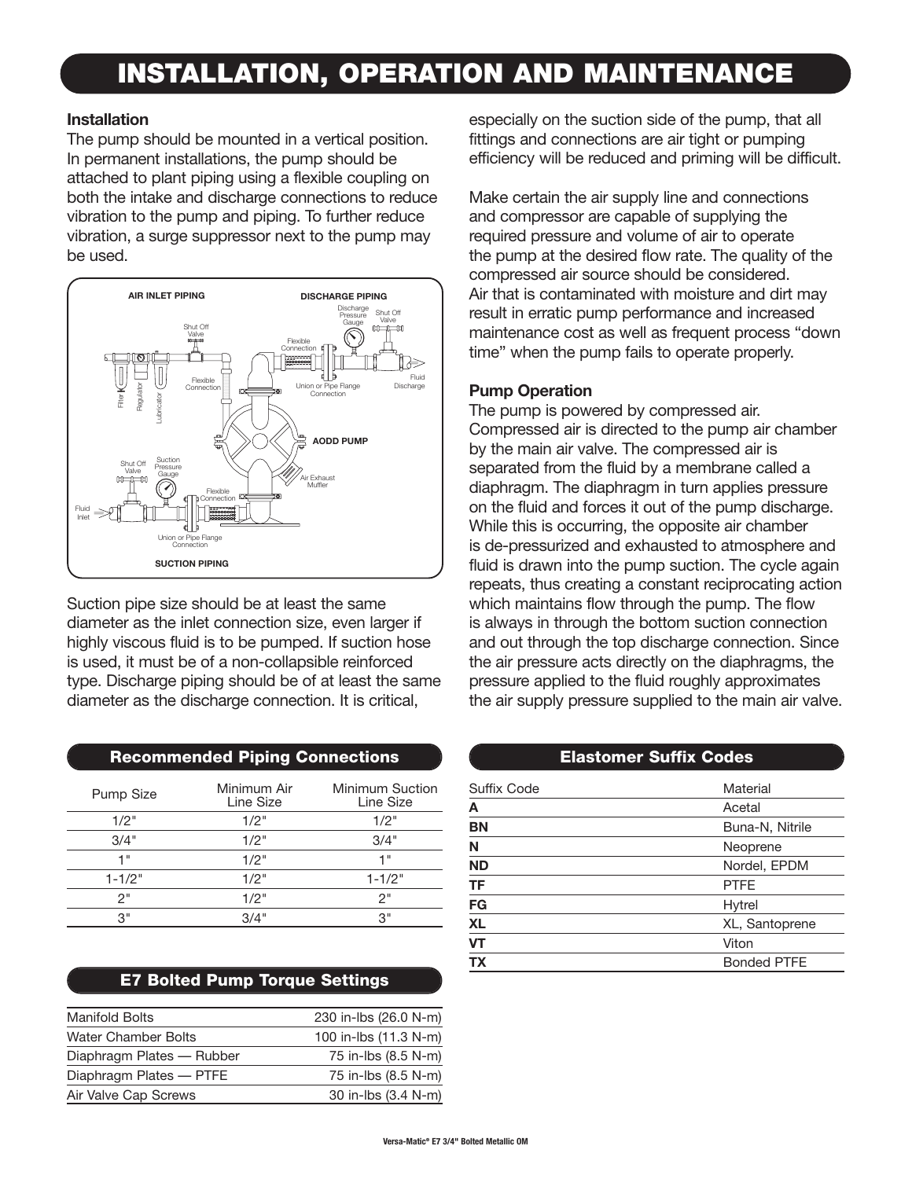# INSTALLATION, OPERATION AND MAINTENANCE

### Installation

The pump should be mounted in a vertical position. In permanent installations, the pump should be attached to plant piping using a flexible coupling on both the intake and discharge connections to reduce vibration to the pump and piping. To further reduce vibration, a surge suppressor next to the pump may be used.

Suction pipe size should be at least the same diameter as the inlet connection size, even larger if highly viscous fluid is to be pumped. If suction hose is used, it must be of a non-collapsible reinforced type. Discharge piping should be of at least the same diameter as the discharge connection. It is critical, especially on the suction side of the pump, that all fittings and connections are air tight or pumping efficiency will be reduced and priming will be difficult.

Make certain the air supply line and connections and compressor are capable of supplying the required pressure and volume of air to operate the pump at the desired flow rate. The quality of the compressed air source should be considered. Air that is contaminated with moisture and dirt may result in erratic pump performance and increased maintenance cost as well as frequent process "down time" when the pump fails to operate properly.

### Pump Operation

The pump is powered by compressed air. Compressed air is directed to the pump air chamber by the main air valve. The compressed air is separated from the fluid by a membrane called a diaphragm. The diaphragm in turn applies pressure on the fluid and forces it out of the pump discharge. While this is occurring, the opposite air chamber is de-pressurized and exhausted to atmosphere and fluid is drawn into the pump suction. The cycle again repeats, thus creating a constant reciprocating action which maintains flow through the pump. The flow is always in through the bottom suction connection and out through the top discharge connection. Since the air pressure acts directly on the diaphragms, the pressure applied to the fluid roughly approximates the air supply pressure supplied to the main air valve.

### Recommended Piping Connections

| Pump Size | Minimum Air Line Size | Minimum Suction Line Size |
|---|---|---|
| 1/2" | 1/2" | 1/2" |
| 3/4" | 1/2" | 3/4" |
| 1" | 1/2" | 1" |
| 1-1/2" | 1/2" | 1-1/2" |
| 2" | 1/2" | 2" |
| 3" | 3/4" | 3" |

### E7 Bolted Pump Torque Settings

| | |
|---|---|
| Manifold Bolts | 230 in-lbs (26.0 N-m) |
| Water Chamber Bolts | 100 in-lbs (11.3 N-m) |
| Diaphragm Plates — Rubber | 75 in-lbs (8.5 N-m) |
| Diaphragm Plates — PTFE | 75 in-lbs (8.5 N-m) |
| Air Valve Cap Screws | 30 in-lbs (3.4 N-m) |

### Elastomer Suffix Codes

| Suffix Code | Material |
|---|---|
| **A** | Acetal |
| **BN** | Buna-N, Nitrile |
| **N** | Neoprene |
| **ND** | Nordel, EPDM |
| **TF** | PTFE |
| **FG** | Hytrel |
| **XL** | XL, Santoprene |
| **VT** | Viton |
| **TX** | Bonded PTFE |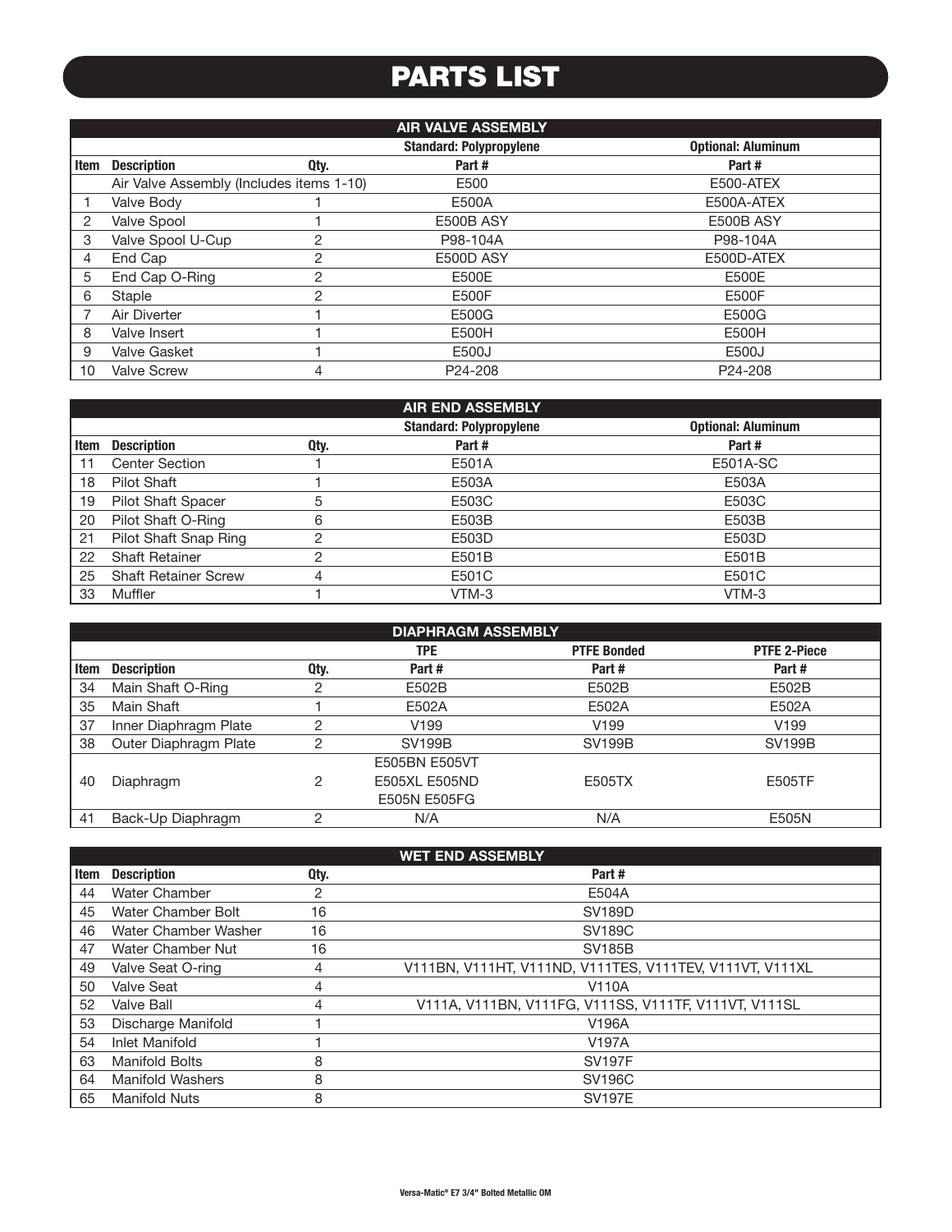# PARTS LIST

| AIR VALVE ASSEMBLY | | | | |
|---|---|---|---|---|
| | | | **Standard: Polypropylene** | **Optional: Aluminum** |
| **Item** | **Description** | **Qty.** | **Part #** | **Part #** |
| | Air Valve Assembly (Includes items 1-10) | | E500 | E500-ATEX |
| 1 | Valve Body | 1 | E500A | E500A-ATEX |
| 2 | Valve Spool | 1 | E500B ASY | E500B ASY |
| 3 | Valve Spool U-Cup | 2 | P98-104A | P98-104A |
| 4 | End Cap | 2 | E500D ASY | E500D-ATEX |
| 5 | End Cap O-Ring | 2 | E500E | E500E |
| 6 | Staple | 2 | E500F | E500F |
| 7 | Air Diverter | 1 | E500G | E500G |
| 8 | Valve Insert | 1 | E500H | E500H |
| 9 | Valve Gasket | 1 | E500J | E500J |
| 10 | Valve Screw | 4 | P24-208 | P24-208 |

| AIR END ASSEMBLY | | | | |
|---|---|---|---|---|
| | | | **Standard: Polypropylene** | **Optional: Aluminum** |
| **Item** | **Description** | **Qty.** | **Part #** | **Part #** |
| 11 | Center Section | 1 | E501A | E501A-SC |
| 18 | Pilot Shaft | 1 | E503A | E503A |
| 19 | Pilot Shaft Spacer | 5 | E503C | E503C |
| 20 | Pilot Shaft O-Ring | 6 | E503B | E503B |
| 21 | Pilot Shaft Snap Ring | 2 | E503D | E503D |
| 22 | Shaft Retainer | 2 | E501B | E501B |
| 25 | Shaft Retainer Screw | 4 | E501C | E501C |
| 33 | Muffler | 1 | VTM-3 | VTM-3 |

| DIAPHRAGM ASSEMBLY | | | | | |
|---|---|---|---|---|---|
| | | | **TPE** | **PTFE Bonded** | **PTFE 2-Piece** |
| **Item** | **Description** | **Qty.** | **Part #** | **Part #** | **Part #** |
| 34 | Main Shaft O-Ring | 2 | E502B | E502B | E502B |
| 35 | Main Shaft | 1 | E502A | E502A | E502A |
| 37 | Inner Diaphragm Plate | 2 | V199 | V199 | V199 |
| 38 | Outer Diaphragm Plate | 2 | SV199B | SV199B | SV199B |
| 40 | Diaphragm | 2 | E505BN E505VT E505XL E505ND E505N E505FG | E505TX | E505TF |
| 41 | Back-Up Diaphragm | 2 | N/A | N/A | E505N |

| WET END ASSEMBLY | | | |
|---|---|---|---|
| **Item** | **Description** | **Qty.** | **Part #** |
| 44 | Water Chamber | 2 | E504A |
| 45 | Water Chamber Bolt | 16 | SV189D |
| 46 | Water Chamber Washer | 16 | SV189C |
| 47 | Water Chamber Nut | 16 | SV185B |
| 49 | Valve Seat O-ring | 4 | V111BN, V111HT, V111ND, V111TES, V111TEV, V111VT, V111XL |
| 50 | Valve Seat | 4 | V110A |
| 52 | Valve Ball | 4 | V111A, V111BN, V111FG, V111SS, V111TF, V111VT, V111SL |
| 53 | Discharge Manifold | 1 | V196A |
| 54 | Inlet Manifold | 1 | V197A |
| 63 | Manifold Bolts | 8 | SV197F |
| 64 | Manifold Washers | 8 | SV196C |
| 65 | Manifold Nuts | 8 | SV197E |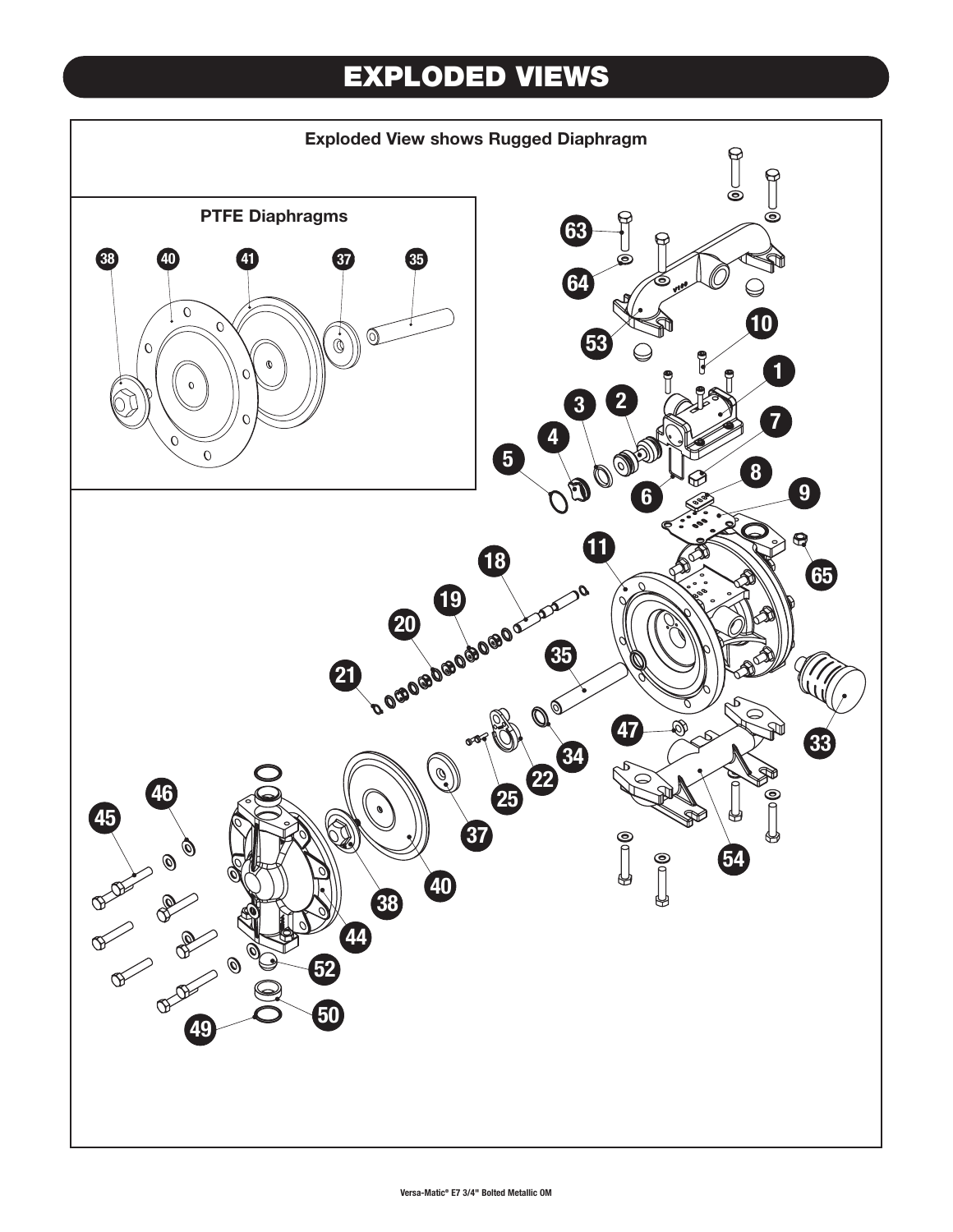# EXPLODED VIEWS

**Exploded View shows Rugged Diaphragm**

**PTFE Diaphragms**

38 40 41 37 35

63 64 53 10 1 7 2 3 4 5 6 8 9 11 65 18 19 20 21 35 33 47 34 22 25 37 40 38 44 46 45 52 50 49 54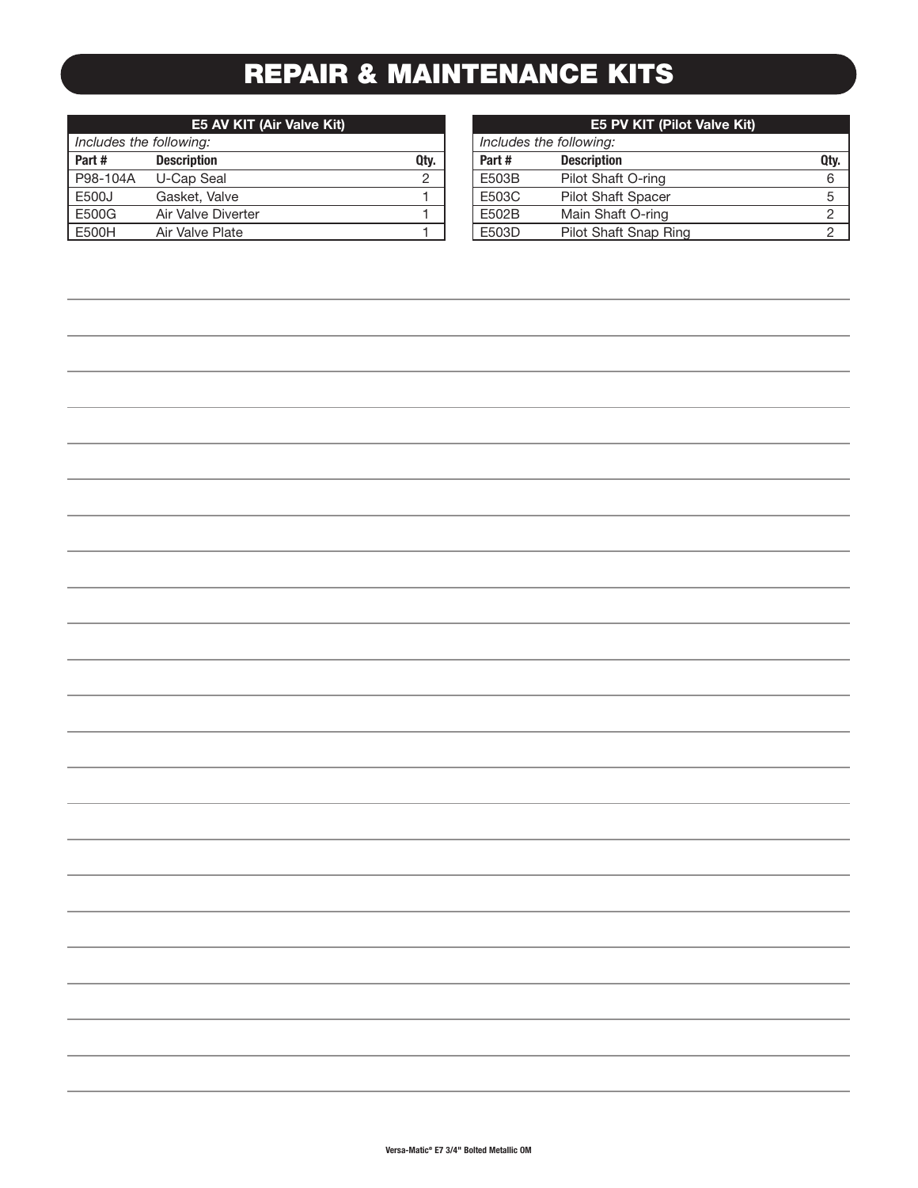# REPAIR & MAINTENANCE KITS

| E5 AV KIT (Air Valve Kit) | | |
|---|---|---|
| *Includes the following:* | | |
| **Part #** | **Description** | **Qty.** |
| P98-104A | U-Cap Seal | 2 |
| E500J | Gasket, Valve | 1 |
| E500G | Air Valve Diverter | 1 |
| E500H | Air Valve Plate | 1 |

| E5 PV KIT (Pilot Valve Kit) | | |
|---|---|---|
| *Includes the following:* | | |
| **Part #** | **Description** | **Qty.** |
| E503B | Pilot Shaft O-ring | 6 |
| E503C | Pilot Shaft Spacer | 5 |
| E502B | Main Shaft O-ring | 2 |
| E503D | Pilot Shaft Snap Ring | 2 |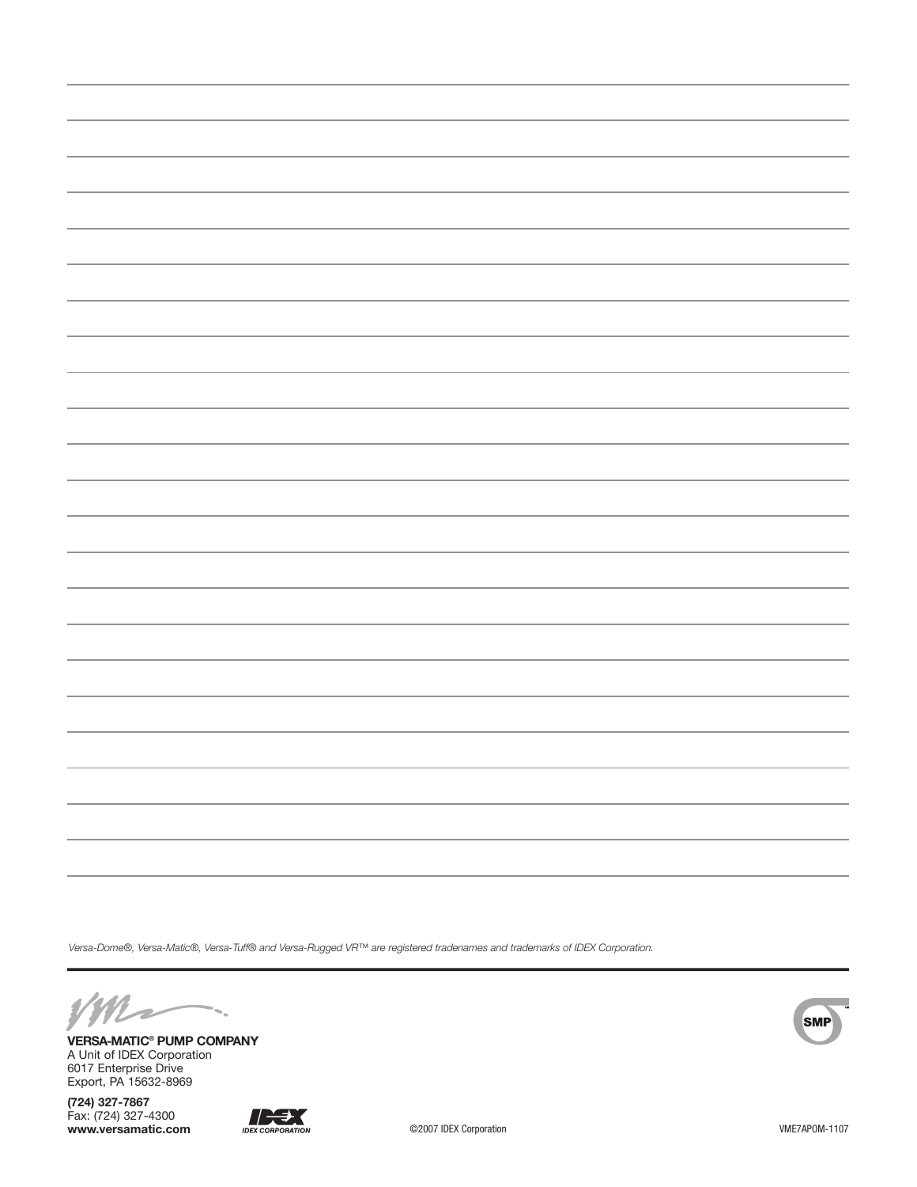*Versa-Dome®, Versa-Matic®, Versa-Tuff® and Versa-Rugged VR™ are registered tradenames and trademarks of IDEX Corporation.*

**VERSA-MATIC® PUMP COMPANY**
A Unit of IDEX Corporation
6017 Enterprise Drive
Export, PA 15632-8969

**(724) 327-7867**
Fax: (724) 327-4300
**www.versamatic.com**

IDEX CORPORATION

©2007 IDEX Corporation

VME7APOM-1107